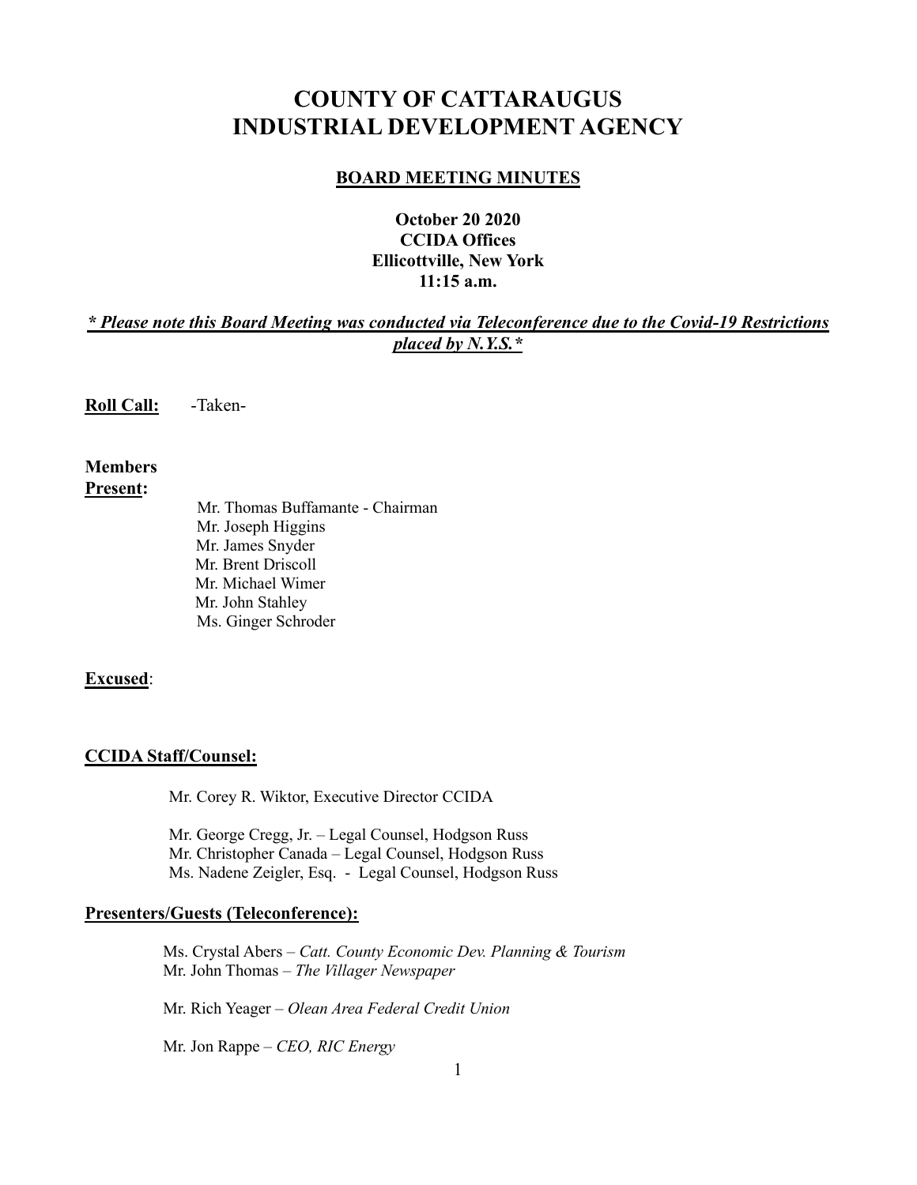# COUNTY OF CATTARAUGUS INDUSTRIAL DEVELOPMENT AGENCY

## BOARD MEETING MINUTES

**October 20 2020**
**CCIDA Offices**
**Ellicottville, New York**
**11:15 a.m.**

***\* Please note this Board Meeting was conducted via Teleconference due to the Covid-19 Restrictions placed by N.Y.S.\****

**Roll Call:** -Taken-

**Members Present:**

Mr. Thomas Buffamante - Chairman
Mr. Joseph Higgins
Mr. James Snyder
Mr. Brent Driscoll
Mr. Michael Wimer
Mr. John Stahley
Ms. Ginger Schroder

**Excused**:

**CCIDA Staff/Counsel:**

Mr. Corey R. Wiktor, Executive Director CCIDA

Mr. George Cregg, Jr. – Legal Counsel, Hodgson Russ
Mr. Christopher Canada – Legal Counsel, Hodgson Russ
Ms. Nadene Zeigler, Esq. - Legal Counsel, Hodgson Russ

**Presenters/Guests (Teleconference):**

Ms. Crystal Abers – *Catt. County Economic Dev. Planning & Tourism*
Mr. John Thomas – *The Villager Newspaper*

Mr. Rich Yeager – *Olean Area Federal Credit Union*

Mr. Jon Rappe – *CEO, RIC Energy*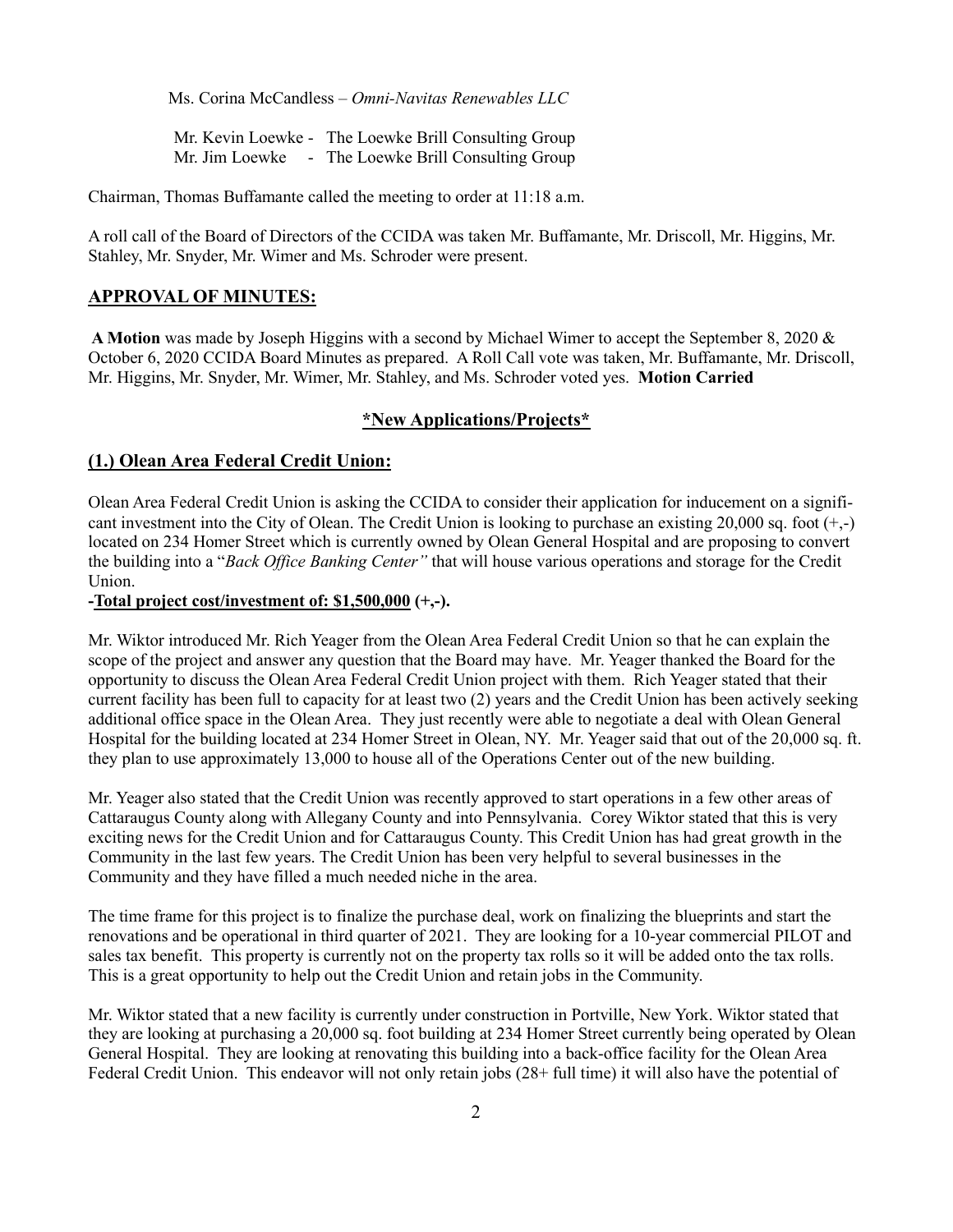Ms. Corina McCandless – *Omni-Navitas Renewables LLC*

Mr. Kevin Loewke - The Loewke Brill Consulting Group
Mr. Jim Loewke - The Loewke Brill Consulting Group

Chairman, Thomas Buffamante called the meeting to order at 11:18 a.m.

A roll call of the Board of Directors of the CCIDA was taken Mr. Buffamante, Mr. Driscoll, Mr. Higgins, Mr. Stahley, Mr. Snyder, Mr. Wimer and Ms. Schroder were present.

## APPROVAL OF MINUTES:

**A Motion** was made by Joseph Higgins with a second by Michael Wimer to accept the September 8, 2020 & October 6, 2020 CCIDA Board Minutes as prepared. A Roll Call vote was taken, Mr. Buffamante, Mr. Driscoll, Mr. Higgins, Mr. Snyder, Mr. Wimer, Mr. Stahley, and Ms. Schroder voted yes. **Motion Carried**

## \*New Applications/Projects\*

### (1.) Olean Area Federal Credit Union:

Olean Area Federal Credit Union is asking the CCIDA to consider their application for inducement on a significant investment into the City of Olean. The Credit Union is looking to purchase an existing 20,000 sq. foot (+,-) located on 234 Homer Street which is currently owned by Olean General Hospital and are proposing to convert the building into a "*Back Office Banking Center"* that will house various operations and storage for the Credit Union.

**-Total project cost/investment of: $1,500,000 (+,-).**

Mr. Wiktor introduced Mr. Rich Yeager from the Olean Area Federal Credit Union so that he can explain the scope of the project and answer any question that the Board may have. Mr. Yeager thanked the Board for the opportunity to discuss the Olean Area Federal Credit Union project with them. Rich Yeager stated that their current facility has been full to capacity for at least two (2) years and the Credit Union has been actively seeking additional office space in the Olean Area. They just recently were able to negotiate a deal with Olean General Hospital for the building located at 234 Homer Street in Olean, NY. Mr. Yeager said that out of the 20,000 sq. ft. they plan to use approximately 13,000 to house all of the Operations Center out of the new building.

Mr. Yeager also stated that the Credit Union was recently approved to start operations in a few other areas of Cattaraugus County along with Allegany County and into Pennsylvania. Corey Wiktor stated that this is very exciting news for the Credit Union and for Cattaraugus County. This Credit Union has had great growth in the Community in the last few years. The Credit Union has been very helpful to several businesses in the Community and they have filled a much needed niche in the area.

The time frame for this project is to finalize the purchase deal, work on finalizing the blueprints and start the renovations and be operational in third quarter of 2021. They are looking for a 10-year commercial PILOT and sales tax benefit. This property is currently not on the property tax rolls so it will be added onto the tax rolls. This is a great opportunity to help out the Credit Union and retain jobs in the Community.

Mr. Wiktor stated that a new facility is currently under construction in Portville, New York. Wiktor stated that they are looking at purchasing a 20,000 sq. foot building at 234 Homer Street currently being operated by Olean General Hospital. They are looking at renovating this building into a back-office facility for the Olean Area Federal Credit Union. This endeavor will not only retain jobs (28+ full time) it will also have the potential of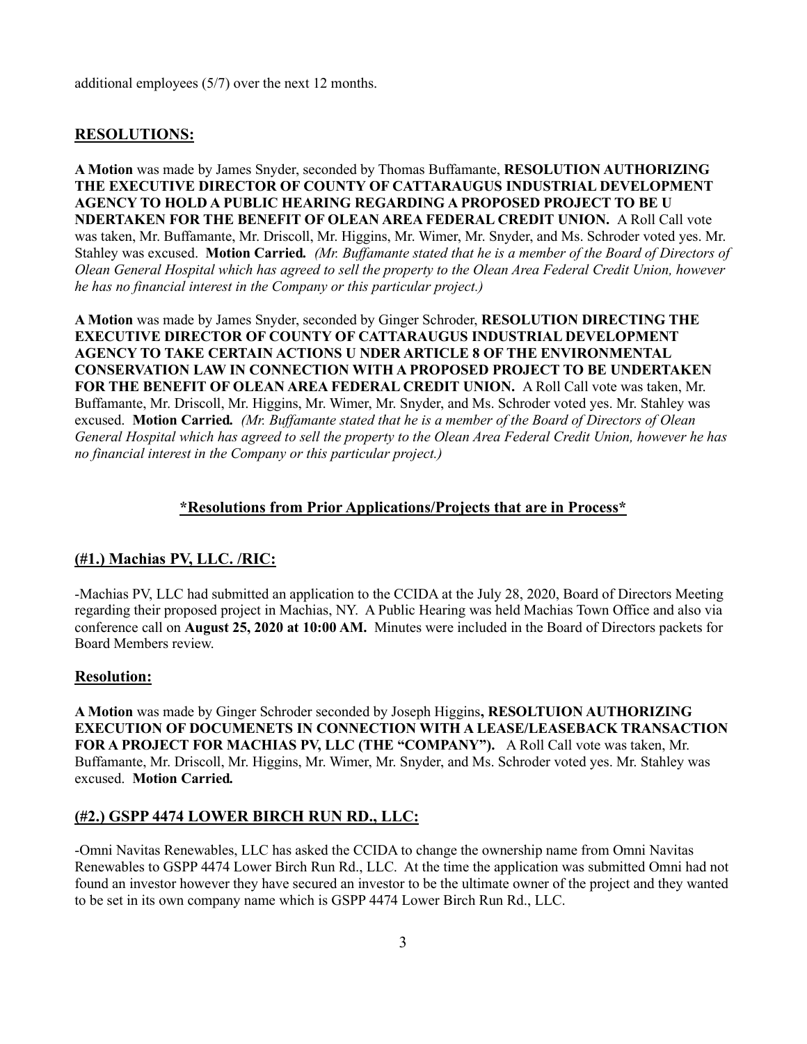additional employees (5/7) over the next 12 months.

## RESOLUTIONS:

**A Motion** was made by James Snyder, seconded by Thomas Buffamante, **RESOLUTION AUTHORIZING THE EXECUTIVE DIRECTOR OF COUNTY OF CATTARAUGUS INDUSTRIAL DEVELOPMENT AGENCY TO HOLD A PUBLIC HEARING REGARDING A PROPOSED PROJECT TO BE U NDERTAKEN FOR THE BENEFIT OF OLEAN AREA FEDERAL CREDIT UNION.** A Roll Call vote was taken, Mr. Buffamante, Mr. Driscoll, Mr. Higgins, Mr. Wimer, Mr. Snyder, and Ms. Schroder voted yes. Mr. Stahley was excused. **Motion Carried.** *(Mr. Buffamante stated that he is a member of the Board of Directors of Olean General Hospital which has agreed to sell the property to the Olean Area Federal Credit Union, however he has no financial interest in the Company or this particular project.)*

**A Motion** was made by James Snyder, seconded by Ginger Schroder, **RESOLUTION DIRECTING THE EXECUTIVE DIRECTOR OF COUNTY OF CATTARAUGUS INDUSTRIAL DEVELOPMENT AGENCY TO TAKE CERTAIN ACTIONS U NDER ARTICLE 8 OF THE ENVIRONMENTAL CONSERVATION LAW IN CONNECTION WITH A PROPOSED PROJECT TO BE UNDERTAKEN FOR THE BENEFIT OF OLEAN AREA FEDERAL CREDIT UNION.** A Roll Call vote was taken, Mr. Buffamante, Mr. Driscoll, Mr. Higgins, Mr. Wimer, Mr. Snyder, and Ms. Schroder voted yes. Mr. Stahley was excused. **Motion Carried.** *(Mr. Buffamante stated that he is a member of the Board of Directors of Olean General Hospital which has agreed to sell the property to the Olean Area Federal Credit Union, however he has no financial interest in the Company or this particular project.)*

## \*Resolutions from Prior Applications/Projects that are in Process\*

### (#1.) Machias PV, LLC. /RIC:

-Machias PV, LLC had submitted an application to the CCIDA at the July 28, 2020, Board of Directors Meeting regarding their proposed project in Machias, NY. A Public Hearing was held Machias Town Office and also via conference call on **August 25, 2020 at 10:00 AM.** Minutes were included in the Board of Directors packets for Board Members review.

### Resolution:

**A Motion** was made by Ginger Schroder seconded by Joseph Higgins**, RESOLTUION AUTHORIZING EXECUTION OF DOCUMENETS IN CONNECTION WITH A LEASE/LEASEBACK TRANSACTION FOR A PROJECT FOR MACHIAS PV, LLC (THE "COMPANY").** A Roll Call vote was taken, Mr. Buffamante, Mr. Driscoll, Mr. Higgins, Mr. Wimer, Mr. Snyder, and Ms. Schroder voted yes. Mr. Stahley was excused. **Motion Carried.**

### (#2.) GSPP 4474 LOWER BIRCH RUN RD., LLC:

-Omni Navitas Renewables, LLC has asked the CCIDA to change the ownership name from Omni Navitas Renewables to GSPP 4474 Lower Birch Run Rd., LLC. At the time the application was submitted Omni had not found an investor however they have secured an investor to be the ultimate owner of the project and they wanted to be set in its own company name which is GSPP 4474 Lower Birch Run Rd., LLC.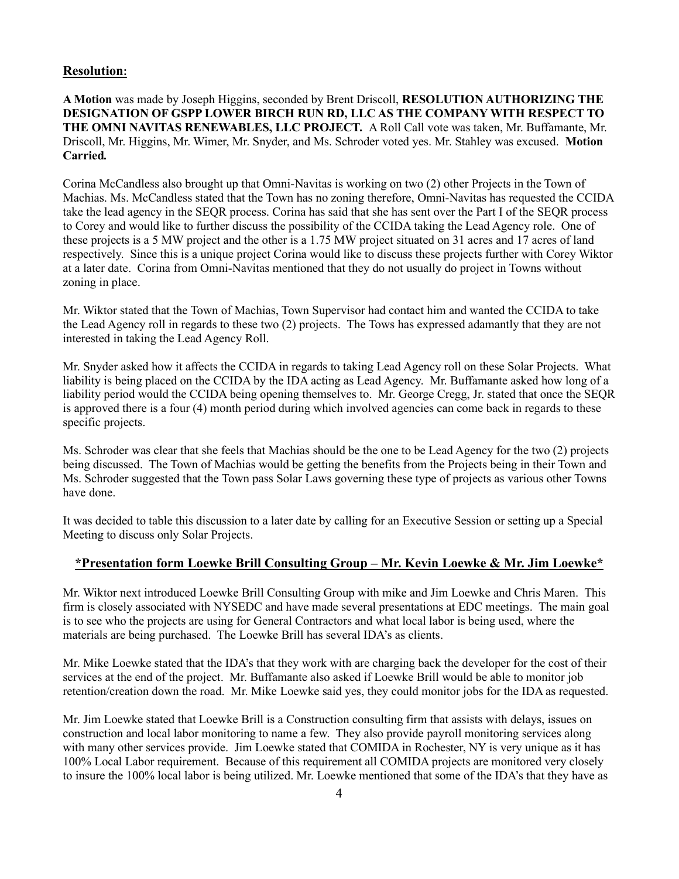## **Resolution:**

**A Motion** was made by Joseph Higgins, seconded by Brent Driscoll, **RESOLUTION AUTHORIZING THE DESIGNATION OF GSPP LOWER BIRCH RUN RD, LLC AS THE COMPANY WITH RESPECT TO THE OMNI NAVITAS RENEWABLES, LLC PROJECT.** A Roll Call vote was taken, Mr. Buffamante, Mr. Driscoll, Mr. Higgins, Mr. Wimer, Mr. Snyder, and Ms. Schroder voted yes. Mr. Stahley was excused. **Motion Carried.**

Corina McCandless also brought up that Omni-Navitas is working on two (2) other Projects in the Town of Machias. Ms. McCandless stated that the Town has no zoning therefore, Omni-Navitas has requested the CCIDA take the lead agency in the SEQR process. Corina has said that she has sent over the Part I of the SEQR process to Corey and would like to further discuss the possibility of the CCIDA taking the Lead Agency role. One of these projects is a 5 MW project and the other is a 1.75 MW project situated on 31 acres and 17 acres of land respectively. Since this is a unique project Corina would like to discuss these projects further with Corey Wiktor at a later date. Corina from Omni-Navitas mentioned that they do not usually do project in Towns without zoning in place.

Mr. Wiktor stated that the Town of Machias, Town Supervisor had contact him and wanted the CCIDA to take the Lead Agency roll in regards to these two (2) projects. The Tows has expressed adamantly that they are not interested in taking the Lead Agency Roll.

Mr. Snyder asked how it affects the CCIDA in regards to taking Lead Agency roll on these Solar Projects. What liability is being placed on the CCIDA by the IDA acting as Lead Agency. Mr. Buffamante asked how long of a liability period would the CCIDA being opening themselves to. Mr. George Cregg, Jr. stated that once the SEQR is approved there is a four (4) month period during which involved agencies can come back in regards to these specific projects.

Ms. Schroder was clear that she feels that Machias should be the one to be Lead Agency for the two (2) projects being discussed. The Town of Machias would be getting the benefits from the Projects being in their Town and Ms. Schroder suggested that the Town pass Solar Laws governing these type of projects as various other Towns have done.

It was decided to table this discussion to a later date by calling for an Executive Session or setting up a Special Meeting to discuss only Solar Projects.

## **\*Presentation form Loewke Brill Consulting Group – Mr. Kevin Loewke & Mr. Jim Loewke\***

Mr. Wiktor next introduced Loewke Brill Consulting Group with mike and Jim Loewke and Chris Maren. This firm is closely associated with NYSEDC and have made several presentations at EDC meetings. The main goal is to see who the projects are using for General Contractors and what local labor is being used, where the materials are being purchased. The Loewke Brill has several IDA's as clients.

Mr. Mike Loewke stated that the IDA's that they work with are charging back the developer for the cost of their services at the end of the project. Mr. Buffamante also asked if Loewke Brill would be able to monitor job retention/creation down the road. Mr. Mike Loewke said yes, they could monitor jobs for the IDA as requested.

Mr. Jim Loewke stated that Loewke Brill is a Construction consulting firm that assists with delays, issues on construction and local labor monitoring to name a few. They also provide payroll monitoring services along with many other services provide. Jim Loewke stated that COMIDA in Rochester, NY is very unique as it has 100% Local Labor requirement. Because of this requirement all COMIDA projects are monitored very closely to insure the 100% local labor is being utilized. Mr. Loewke mentioned that some of the IDA's that they have as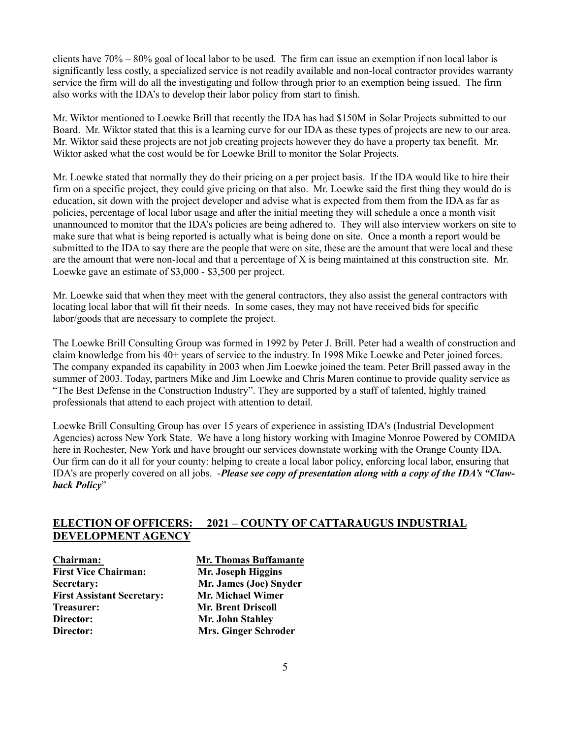clients have 70% – 80% goal of local labor to be used. The firm can issue an exemption if non local labor is significantly less costly, a specialized service is not readily available and non-local contractor provides warranty service the firm will do all the investigating and follow through prior to an exemption being issued. The firm also works with the IDA's to develop their labor policy from start to finish.

Mr. Wiktor mentioned to Loewke Brill that recently the IDA has had $150M in Solar Projects submitted to our Board. Mr. Wiktor stated that this is a learning curve for our IDA as these types of projects are new to our area. Mr. Wiktor said these projects are not job creating projects however they do have a property tax benefit. Mr. Wiktor asked what the cost would be for Loewke Brill to monitor the Solar Projects.

Mr. Loewke stated that normally they do their pricing on a per project basis. If the IDA would like to hire their firm on a specific project, they could give pricing on that also. Mr. Loewke said the first thing they would do is education, sit down with the project developer and advise what is expected from them from the IDA as far as policies, percentage of local labor usage and after the initial meeting they will schedule a once a month visit unannounced to monitor that the IDA's policies are being adhered to. They will also interview workers on site to make sure that what is being reported is actually what is being done on site. Once a month a report would be submitted to the IDA to say there are the people that were on site, these are the amount that were local and these are the amount that were non-local and that a percentage of X is being maintained at this construction site. Mr. Loewke gave an estimate of $3,000 - $3,500 per project.

Mr. Loewke said that when they meet with the general contractors, they also assist the general contractors with locating local labor that will fit their needs. In some cases, they may not have received bids for specific labor/goods that are necessary to complete the project.

The Loewke Brill Consulting Group was formed in 1992 by Peter J. Brill. Peter had a wealth of construction and claim knowledge from his 40+ years of service to the industry. In 1998 Mike Loewke and Peter joined forces. The company expanded its capability in 2003 when Jim Loewke joined the team. Peter Brill passed away in the summer of 2003. Today, partners Mike and Jim Loewke and Chris Maren continue to provide quality service as "The Best Defense in the Construction Industry". They are supported by a staff of talented, highly trained professionals that attend to each project with attention to detail.

Loewke Brill Consulting Group has over 15 years of experience in assisting IDA's (Industrial Development Agencies) across New York State. We have a long history working with Imagine Monroe Powered by COMIDA here in Rochester, New York and have brought our services downstate working with the Orange County IDA. Our firm can do it all for your county: helping to create a local labor policy, enforcing local labor, ensuring that IDA's are properly covered on all jobs. -***Please see copy of presentation along with a copy of the IDA's "Claw-back Policy***"

## ELECTION OF OFFICERS: 2021 – COUNTY OF CATTARAUGUS INDUSTRIAL DEVELOPMENT AGENCY

| | |
|---|---|
| **Chairman:** | **Mr. Thomas Buffamante** |
| **First Vice Chairman:** | **Mr. Joseph Higgins** |
| **Secretary:** | **Mr. James (Joe) Snyder** |
| **First Assistant Secretary:** | **Mr. Michael Wimer** |
| **Treasurer:** | **Mr. Brent Driscoll** |
| **Director:** | **Mr. John Stahley** |
| **Director:** | **Mrs. Ginger Schroder** |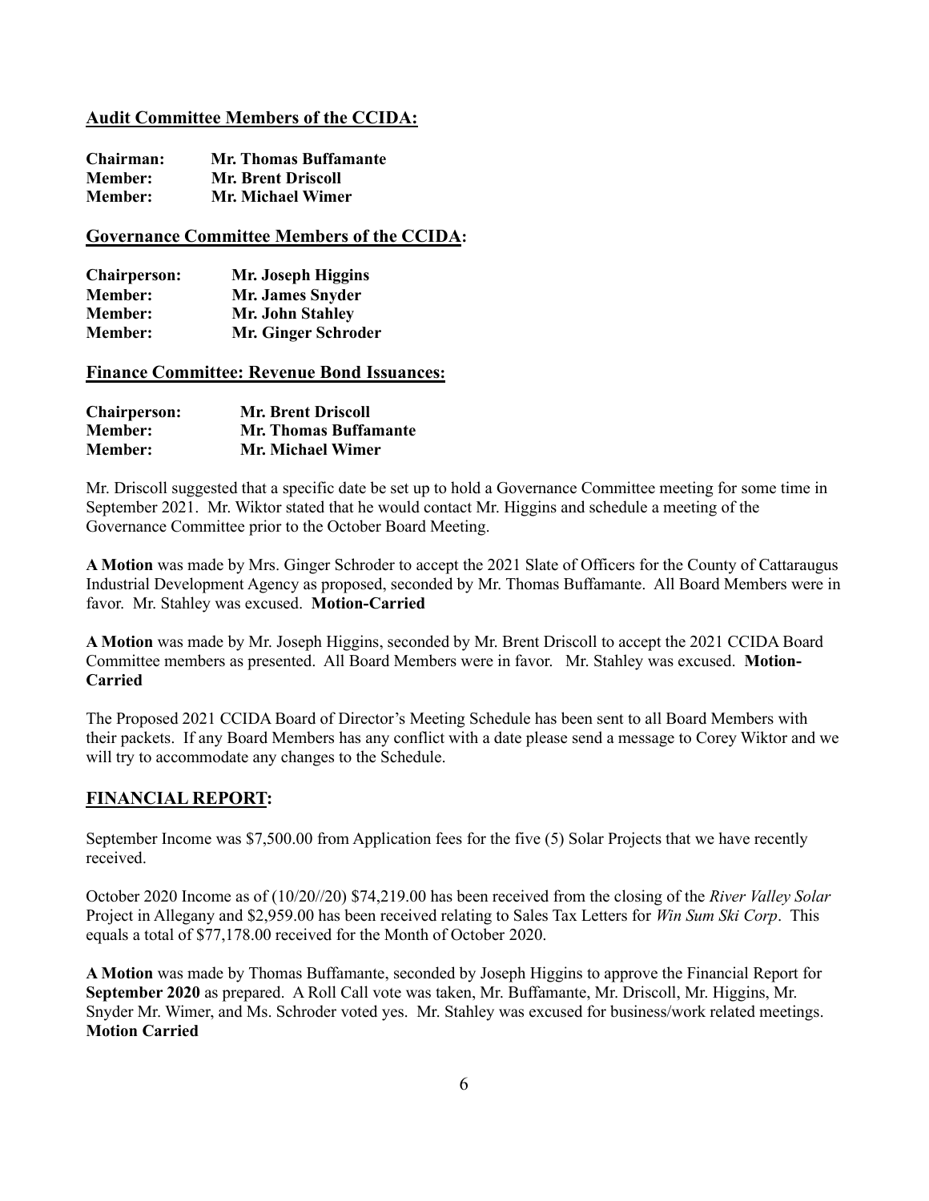## Audit Committee Members of the CCIDA:

| | |
|---|---|
| **Chairman:** | **Mr. Thomas Buffamante** |
| **Member:** | **Mr. Brent Driscoll** |
| **Member:** | **Mr. Michael Wimer** |

## Governance Committee Members of the CCIDA:

| | |
|---|---|
| **Chairperson:** | **Mr. Joseph Higgins** |
| **Member:** | **Mr. James Snyder** |
| **Member:** | **Mr. John Stahley** |
| **Member:** | **Mr. Ginger Schroder** |

## Finance Committee: Revenue Bond Issuances:

| | |
|---|---|
| **Chairperson:** | **Mr. Brent Driscoll** |
| **Member:** | **Mr. Thomas Buffamante** |
| **Member:** | **Mr. Michael Wimer** |

Mr. Driscoll suggested that a specific date be set up to hold a Governance Committee meeting for some time in September 2021. Mr. Wiktor stated that he would contact Mr. Higgins and schedule a meeting of the Governance Committee prior to the October Board Meeting.

**A Motion** was made by Mrs. Ginger Schroder to accept the 2021 Slate of Officers for the County of Cattaraugus Industrial Development Agency as proposed, seconded by Mr. Thomas Buffamante. All Board Members were in favor. Mr. Stahley was excused. **Motion-Carried**

**A Motion** was made by Mr. Joseph Higgins, seconded by Mr. Brent Driscoll to accept the 2021 CCIDA Board Committee members as presented. All Board Members were in favor. Mr. Stahley was excused. **Motion-Carried**

The Proposed 2021 CCIDA Board of Director's Meeting Schedule has been sent to all Board Members with their packets. If any Board Members has any conflict with a date please send a message to Corey Wiktor and we will try to accommodate any changes to the Schedule.

## FINANCIAL REPORT:

September Income was $7,500.00 from Application fees for the five (5) Solar Projects that we have recently received.

October 2020 Income as of (10/20//20) $74,219.00 has been received from the closing of the *River Valley Solar* Project in Allegany and $2,959.00 has been received relating to Sales Tax Letters for *Win Sum Ski Corp*. This equals a total of $77,178.00 received for the Month of October 2020.

**A Motion** was made by Thomas Buffamante, seconded by Joseph Higgins to approve the Financial Report for **September 2020** as prepared. A Roll Call vote was taken, Mr. Buffamante, Mr. Driscoll, Mr. Higgins, Mr. Snyder Mr. Wimer, and Ms. Schroder voted yes. Mr. Stahley was excused for business/work related meetings. **Motion Carried**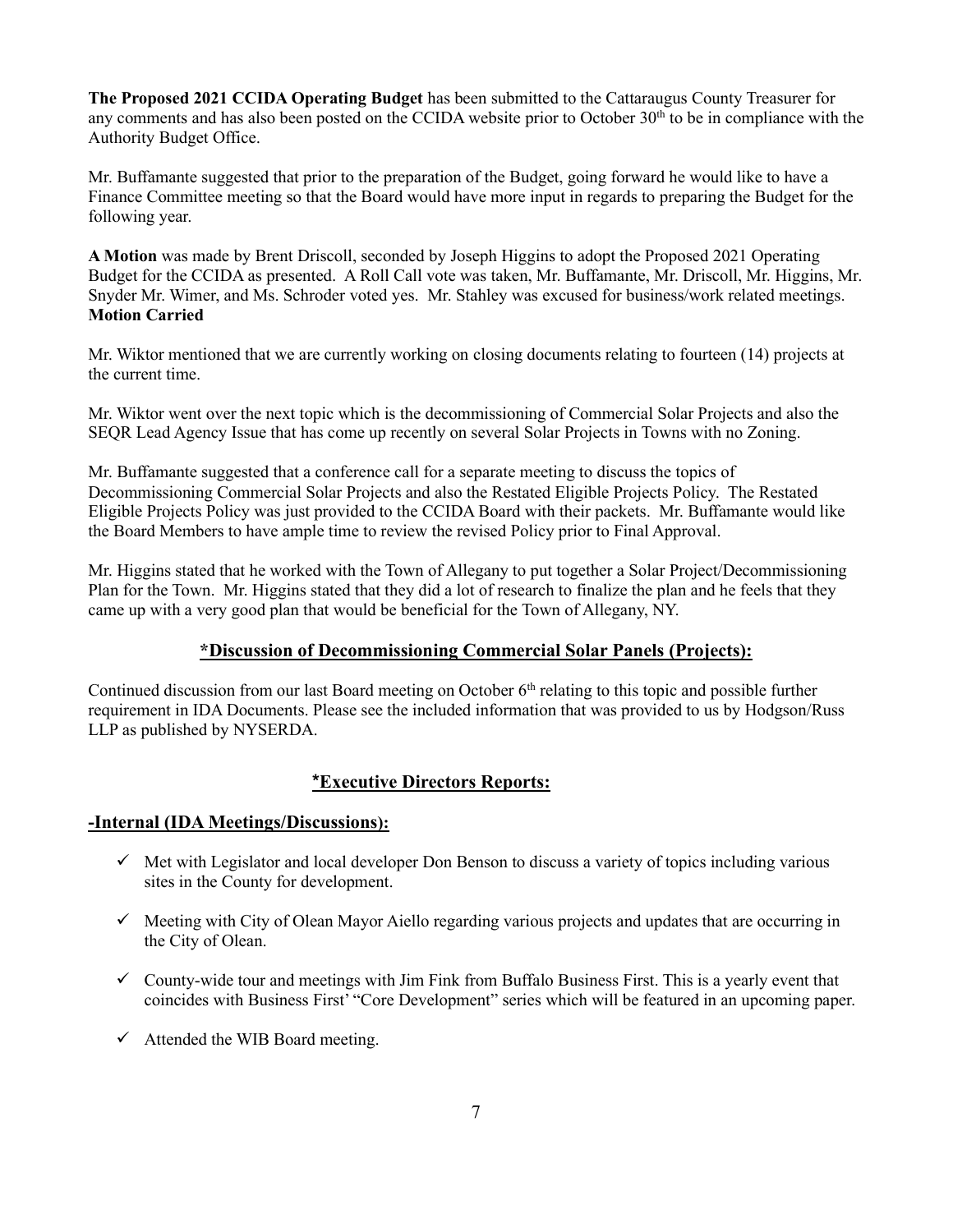**The Proposed 2021 CCIDA Operating Budget** has been submitted to the Cattaraugus County Treasurer for any comments and has also been posted on the CCIDA website prior to October 30th to be in compliance with the Authority Budget Office.

Mr. Buffamante suggested that prior to the preparation of the Budget, going forward he would like to have a Finance Committee meeting so that the Board would have more input in regards to preparing the Budget for the following year.

**A Motion** was made by Brent Driscoll, seconded by Joseph Higgins to adopt the Proposed 2021 Operating Budget for the CCIDA as presented. A Roll Call vote was taken, Mr. Buffamante, Mr. Driscoll, Mr. Higgins, Mr. Snyder Mr. Wimer, and Ms. Schroder voted yes. Mr. Stahley was excused for business/work related meetings. **Motion Carried**

Mr. Wiktor mentioned that we are currently working on closing documents relating to fourteen (14) projects at the current time.

Mr. Wiktor went over the next topic which is the decommissioning of Commercial Solar Projects and also the SEQR Lead Agency Issue that has come up recently on several Solar Projects in Towns with no Zoning.

Mr. Buffamante suggested that a conference call for a separate meeting to discuss the topics of Decommissioning Commercial Solar Projects and also the Restated Eligible Projects Policy. The Restated Eligible Projects Policy was just provided to the CCIDA Board with their packets. Mr. Buffamante would like the Board Members to have ample time to review the revised Policy prior to Final Approval.

Mr. Higgins stated that he worked with the Town of Allegany to put together a Solar Project/Decommissioning Plan for the Town. Mr. Higgins stated that they did a lot of research to finalize the plan and he feels that they came up with a very good plan that would be beneficial for the Town of Allegany, NY.

## *Discussion of Decommissioning Commercial Solar Panels (Projects):

Continued discussion from our last Board meeting on October 6th relating to this topic and possible further requirement in IDA Documents. Please see the included information that was provided to us by Hodgson/Russ LLP as published by NYSERDA.

## *Executive Directors Reports:

### -Internal (IDA Meetings/Discussions):

- ✓ Met with Legislator and local developer Don Benson to discuss a variety of topics including various sites in the County for development.
- ✓ Meeting with City of Olean Mayor Aiello regarding various projects and updates that are occurring in the City of Olean.
- ✓ County-wide tour and meetings with Jim Fink from Buffalo Business First. This is a yearly event that coincides with Business First' "Core Development" series which will be featured in an upcoming paper.
- ✓ Attended the WIB Board meeting.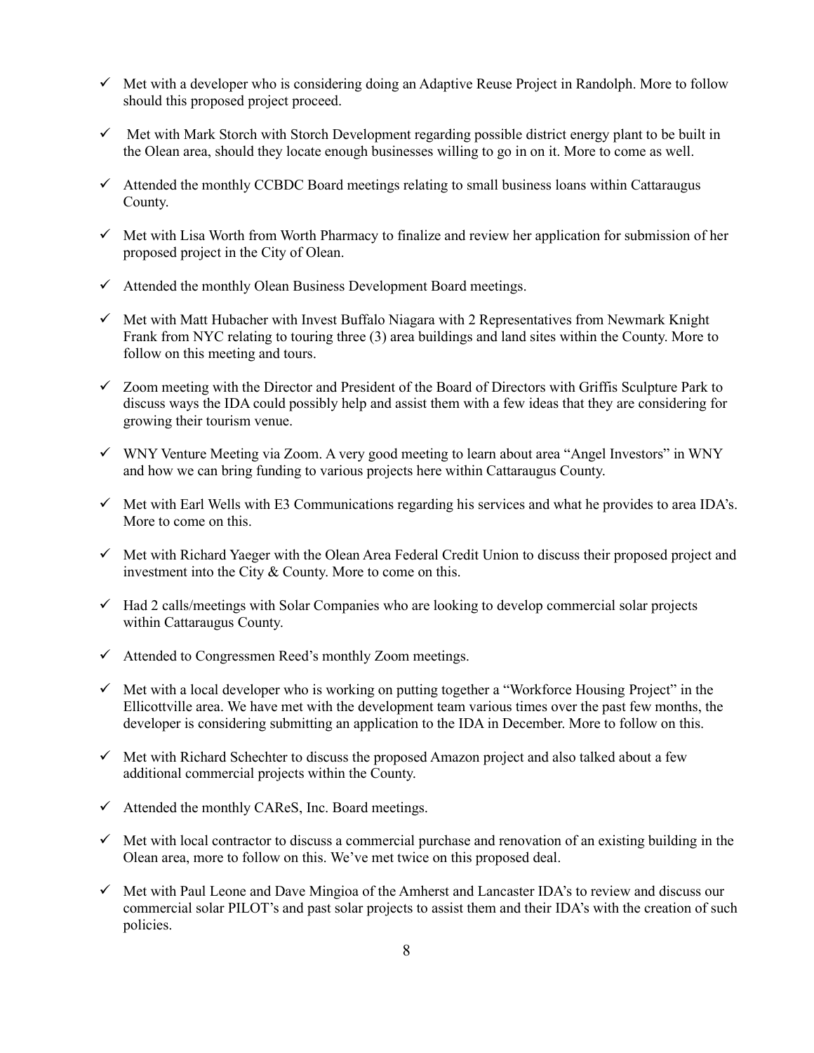- ✓ Met with a developer who is considering doing an Adaptive Reuse Project in Randolph. More to follow should this proposed project proceed.
- ✓ Met with Mark Storch with Storch Development regarding possible district energy plant to be built in the Olean area, should they locate enough businesses willing to go in on it. More to come as well.
- ✓ Attended the monthly CCBDC Board meetings relating to small business loans within Cattaraugus County.
- ✓ Met with Lisa Worth from Worth Pharmacy to finalize and review her application for submission of her proposed project in the City of Olean.
- ✓ Attended the monthly Olean Business Development Board meetings.
- ✓ Met with Matt Hubacher with Invest Buffalo Niagara with 2 Representatives from Newmark Knight Frank from NYC relating to touring three (3) area buildings and land sites within the County. More to follow on this meeting and tours.
- ✓ Zoom meeting with the Director and President of the Board of Directors with Griffis Sculpture Park to discuss ways the IDA could possibly help and assist them with a few ideas that they are considering for growing their tourism venue.
- ✓ WNY Venture Meeting via Zoom. A very good meeting to learn about area "Angel Investors" in WNY and how we can bring funding to various projects here within Cattaraugus County.
- ✓ Met with Earl Wells with E3 Communications regarding his services and what he provides to area IDA's. More to come on this.
- ✓ Met with Richard Yaeger with the Olean Area Federal Credit Union to discuss their proposed project and investment into the City & County. More to come on this.
- ✓ Had 2 calls/meetings with Solar Companies who are looking to develop commercial solar projects within Cattaraugus County.
- ✓ Attended to Congressmen Reed's monthly Zoom meetings.
- ✓ Met with a local developer who is working on putting together a "Workforce Housing Project" in the Ellicottville area. We have met with the development team various times over the past few months, the developer is considering submitting an application to the IDA in December. More to follow on this.
- ✓ Met with Richard Schechter to discuss the proposed Amazon project and also talked about a few additional commercial projects within the County.
- ✓ Attended the monthly CAReS, Inc. Board meetings.
- ✓ Met with local contractor to discuss a commercial purchase and renovation of an existing building in the Olean area, more to follow on this. We've met twice on this proposed deal.
- ✓ Met with Paul Leone and Dave Mingioa of the Amherst and Lancaster IDA's to review and discuss our commercial solar PILOT's and past solar projects to assist them and their IDA's with the creation of such policies.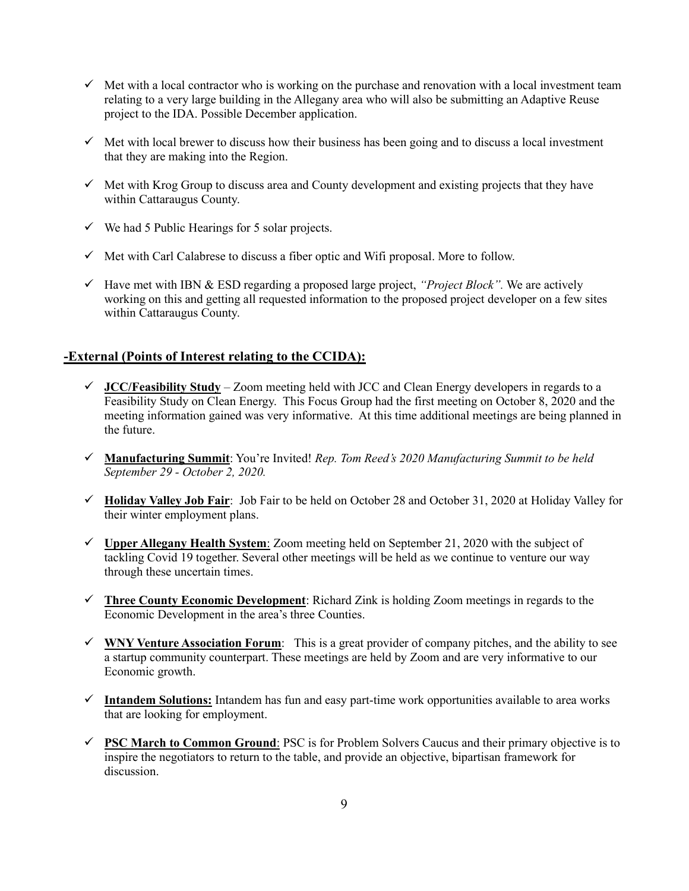- ✓ Met with a local contractor who is working on the purchase and renovation with a local investment team relating to a very large building in the Allegany area who will also be submitting an Adaptive Reuse project to the IDA. Possible December application.

- ✓ Met with local brewer to discuss how their business has been going and to discuss a local investment that they are making into the Region.

- ✓ Met with Krog Group to discuss area and County development and existing projects that they have within Cattaraugus County.

- ✓ We had 5 Public Hearings for 5 solar projects.

- ✓ Met with Carl Calabrese to discuss a fiber optic and Wifi proposal. More to follow.

- ✓ Have met with IBN & ESD regarding a proposed large project, *"Project Block".* We are actively working on this and getting all requested information to the proposed project developer on a few sites within Cattaraugus County.

## -External (Points of Interest relating to the CCIDA):

- ✓ **JCC/Feasibility Study** – Zoom meeting held with JCC and Clean Energy developers in regards to a Feasibility Study on Clean Energy. This Focus Group had the first meeting on October 8, 2020 and the meeting information gained was very informative. At this time additional meetings are being planned in the future.

- ✓ **Manufacturing Summit**: You're Invited! *Rep. Tom Reed's 2020 Manufacturing Summit to be held September 29 - October 2, 2020.*

- ✓ **Holiday Valley Job Fair**: Job Fair to be held on October 28 and October 31, 2020 at Holiday Valley for their winter employment plans.

- ✓ **Upper Allegany Health System**: Zoom meeting held on September 21, 2020 with the subject of tackling Covid 19 together. Several other meetings will be held as we continue to venture our way through these uncertain times.

- ✓ **Three County Economic Development**: Richard Zink is holding Zoom meetings in regards to the Economic Development in the area's three Counties.

- ✓ **WNY Venture Association Forum**: This is a great provider of company pitches, and the ability to see a startup community counterpart. These meetings are held by Zoom and are very informative to our Economic growth.

- ✓ **Intandem Solutions:** Intandem has fun and easy part-time work opportunities available to area works that are looking for employment.

- ✓ **PSC March to Common Ground**: PSC is for Problem Solvers Caucus and their primary objective is to inspire the negotiators to return to the table, and provide an objective, bipartisan framework for discussion.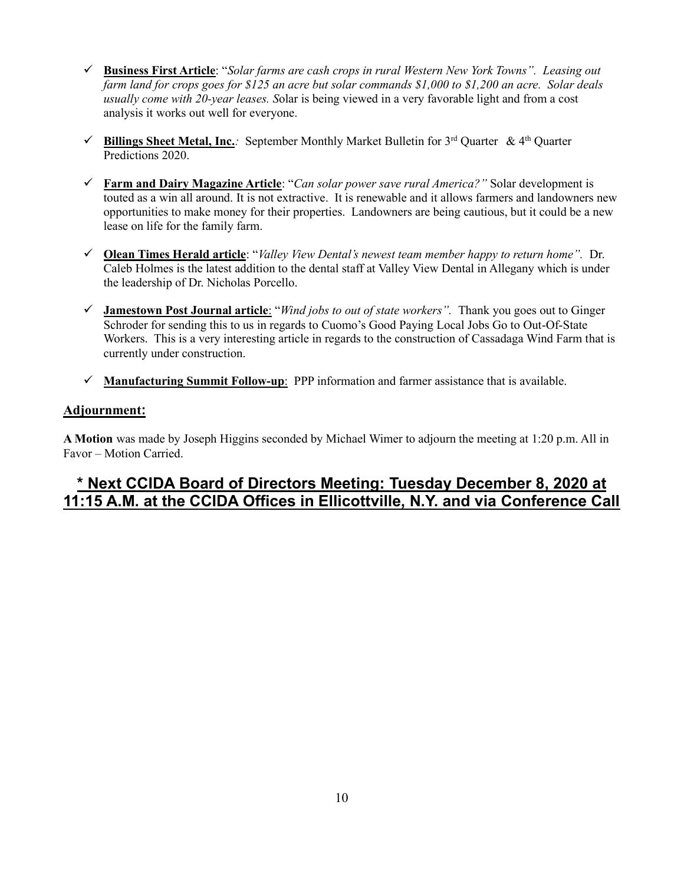- ✓ **Business First Article**: "*Solar farms are cash crops in rural Western New York Towns". Leasing out farm land for crops goes for $125 an acre but solar commands $1,000 to $1,200 an acre. Solar deals usually come with 20-year leases. S*olar is being viewed in a very favorable light and from a cost analysis it works out well for everyone.

- ✓ **Billings Sheet Metal, Inc.**: September Monthly Market Bulletin for 3rd Quarter & 4th Quarter Predictions 2020.

- ✓ **Farm and Dairy Magazine Article**: "*Can solar power save rural America?"* Solar development is touted as a win all around. It is not extractive. It is renewable and it allows farmers and landowners new opportunities to make money for their properties. Landowners are being cautious, but it could be a new lease on life for the family farm.

- ✓ **Olean Times Herald article**: "*Valley View Dental's newest team member happy to return home".* Dr. Caleb Holmes is the latest addition to the dental staff at Valley View Dental in Allegany which is under the leadership of Dr. Nicholas Porcello.

- ✓ **Jamestown Post Journal article**: "*Wind jobs to out of state workers".* Thank you goes out to Ginger Schroder for sending this to us in regards to Cuomo's Good Paying Local Jobs Go to Out-Of-State Workers. This is a very interesting article in regards to the construction of Cassadaga Wind Farm that is currently under construction.

- ✓ **Manufacturing Summit Follow-up**: PPP information and farmer assistance that is available.

## Adjournment:

**A Motion** was made by Joseph Higgins seconded by Michael Wimer to adjourn the meeting at 1:20 p.m. All in Favor – Motion Carried.

## * Next CCIDA Board of Directors Meeting: Tuesday December 8, 2020 at 11:15 A.M. at the CCIDA Offices in Ellicottville, N.Y. and via Conference Call